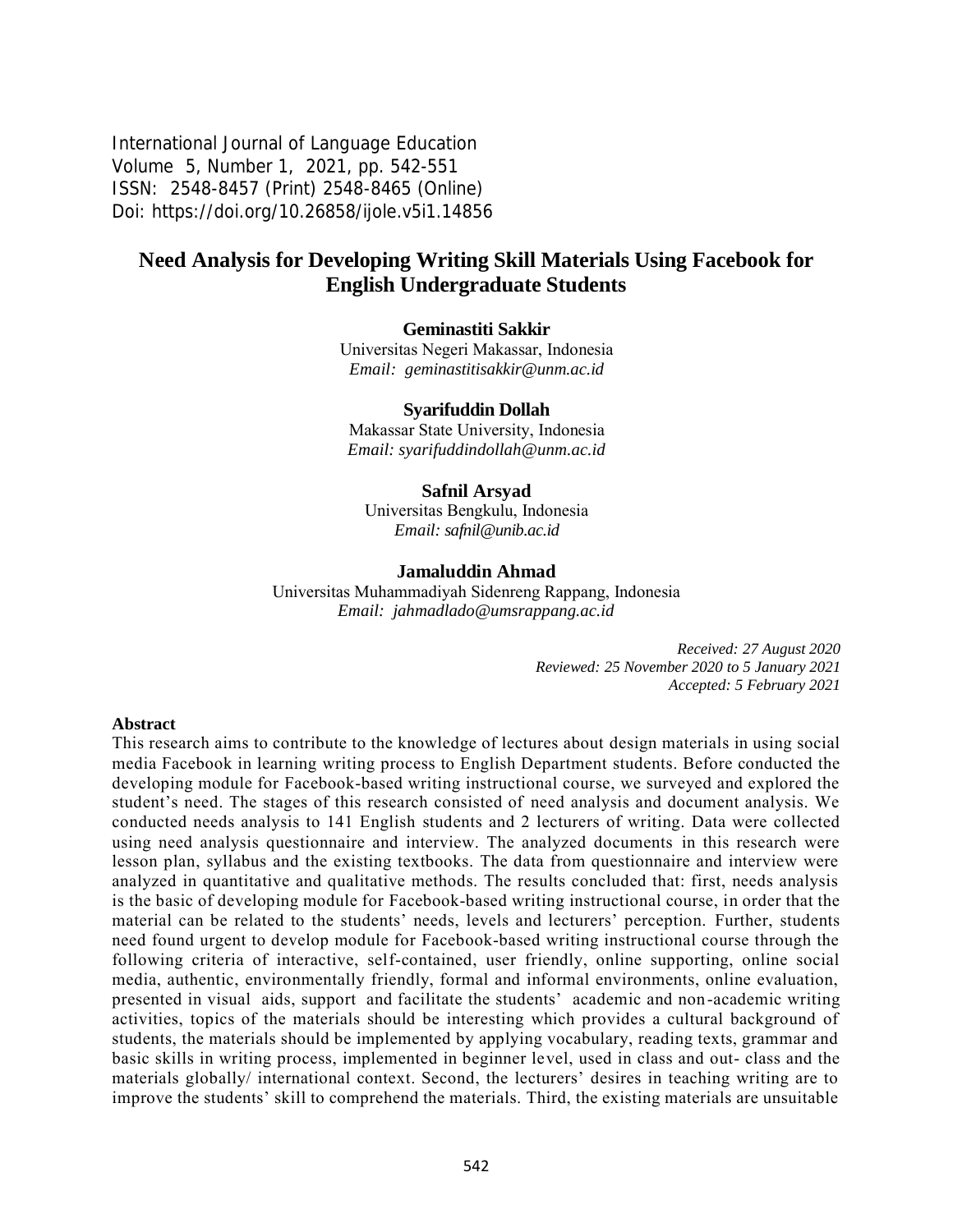International Journal of Language Education
Volume 5, Number 1, 2021, pp. 542-551
ISSN: 2548-8457 (Print) 2548-8465 (Online)
Doi: https://doi.org/10.26858/ijole.v5i1.14856

# Need Analysis for Developing Writing Skill Materials Using Facebook for English Undergraduate Students

**Geminastiti Sakkir**
Universitas Negeri Makassar, Indonesia
*Email: geminastitisakkir@unm.ac.id*

**Syarifuddin Dollah**
Makassar State University, Indonesia
*Email: syarifuddindollah@unm.ac.id*

**Safnil Arsyad**
Universitas Bengkulu, Indonesia
*Email: safnil@unib.ac.id*

**Jamaluddin Ahmad**
Universitas Muhammadiyah Sidenreng Rappang, Indonesia
*Email: jahmadlado@umsrappang.ac.id*

*Received: 27 August 2020*
*Reviewed: 25 November 2020 to 5 January 2021*
*Accepted: 5 February 2021*

**Abstract**

This research aims to contribute to the knowledge of lectures about design materials in using social media Facebook in learning writing process to English Department students. Before conducted the developing module for Facebook-based writing instructional course, we surveyed and explored the student's need. The stages of this research consisted of need analysis and document analysis. We conducted needs analysis to 141 English students and 2 lecturers of writing. Data were collected using need analysis questionnaire and interview. The analyzed documents in this research were lesson plan, syllabus and the existing textbooks. The data from questionnaire and interview were analyzed in quantitative and qualitative methods. The results concluded that: first, needs analysis is the basic of developing module for Facebook-based writing instructional course, in order that the material can be related to the students' needs, levels and lecturers' perception. Further, students need found urgent to develop module for Facebook-based writing instructional course through the following criteria of interactive, self-contained, user friendly, online supporting, online social media, authentic, environmentally friendly, formal and informal environments, online evaluation, presented in visual aids, support and facilitate the students' academic and non-academic writing activities, topics of the materials should be interesting which provides a cultural background of students, the materials should be implemented by applying vocabulary, reading texts, grammar and basic skills in writing process, implemented in beginner level, used in class and out- class and the materials globally/ international context. Second, the lecturers' desires in teaching writing are to improve the students' skill to comprehend the materials. Third, the existing materials are unsuitable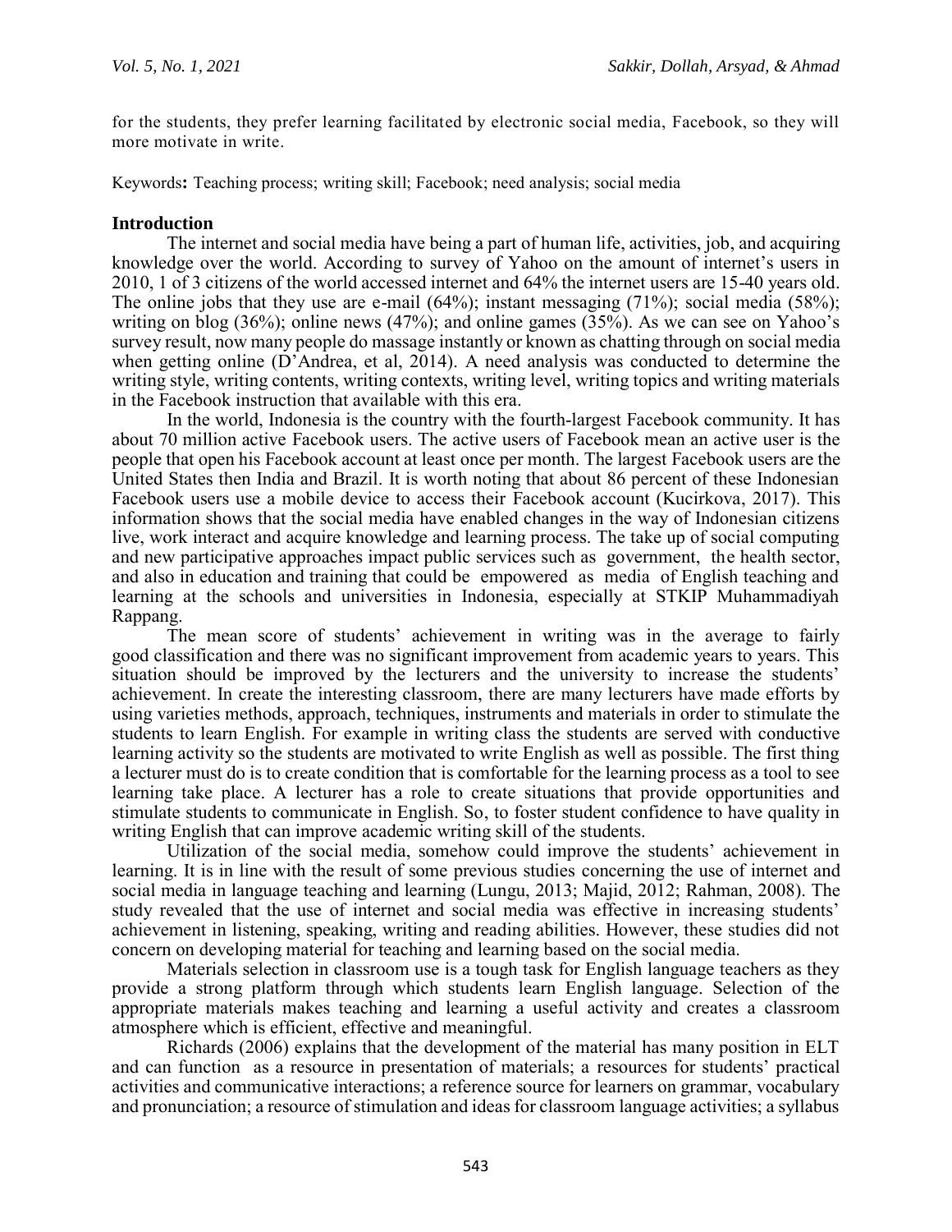for the students, they prefer learning facilitated by electronic social media, Facebook, so they will more motivate in write.

Keywords**:** Teaching process; writing skill; Facebook; need analysis; social media

## Introduction

The internet and social media have being a part of human life, activities, job, and acquiring knowledge over the world. According to survey of Yahoo on the amount of internet's users in 2010, 1 of 3 citizens of the world accessed internet and 64% the internet users are 15-40 years old. The online jobs that they use are e-mail (64%); instant messaging (71%); social media (58%); writing on blog (36%); online news (47%); and online games (35%). As we can see on Yahoo's survey result, now many people do massage instantly or known as chatting through on social media when getting online (D'Andrea, et al, 2014). A need analysis was conducted to determine the writing style, writing contents, writing contexts, writing level, writing topics and writing materials in the Facebook instruction that available with this era.

In the world, Indonesia is the country with the fourth-largest Facebook community. It has about 70 million active Facebook users. The active users of Facebook mean an active user is the people that open his Facebook account at least once per month. The largest Facebook users are the United States then India and Brazil. It is worth noting that about 86 percent of these Indonesian Facebook users use a mobile device to access their Facebook account (Kucirkova, 2017). This information shows that the social media have enabled changes in the way of Indonesian citizens live, work interact and acquire knowledge and learning process. The take up of social computing and new participative approaches impact public services such as government, the health sector, and also in education and training that could be empowered as media of English teaching and learning at the schools and universities in Indonesia, especially at STKIP Muhammadiyah Rappang.

The mean score of students' achievement in writing was in the average to fairly good classification and there was no significant improvement from academic years to years. This situation should be improved by the lecturers and the university to increase the students' achievement. In create the interesting classroom, there are many lecturers have made efforts by using varieties methods, approach, techniques, instruments and materials in order to stimulate the students to learn English. For example in writing class the students are served with conductive learning activity so the students are motivated to write English as well as possible. The first thing a lecturer must do is to create condition that is comfortable for the learning process as a tool to see learning take place. A lecturer has a role to create situations that provide opportunities and stimulate students to communicate in English. So, to foster student confidence to have quality in writing English that can improve academic writing skill of the students.

Utilization of the social media, somehow could improve the students' achievement in learning. It is in line with the result of some previous studies concerning the use of internet and social media in language teaching and learning (Lungu, 2013; Majid, 2012; Rahman, 2008). The study revealed that the use of internet and social media was effective in increasing students' achievement in listening, speaking, writing and reading abilities. However, these studies did not concern on developing material for teaching and learning based on the social media.

Materials selection in classroom use is a tough task for English language teachers as they provide a strong platform through which students learn English language. Selection of the appropriate materials makes teaching and learning a useful activity and creates a classroom atmosphere which is efficient, effective and meaningful.

Richards (2006) explains that the development of the material has many position in ELT and can function as a resource in presentation of materials; a resources for students' practical activities and communicative interactions; a reference source for learners on grammar, vocabulary and pronunciation; a resource of stimulation and ideas for classroom language activities; a syllabus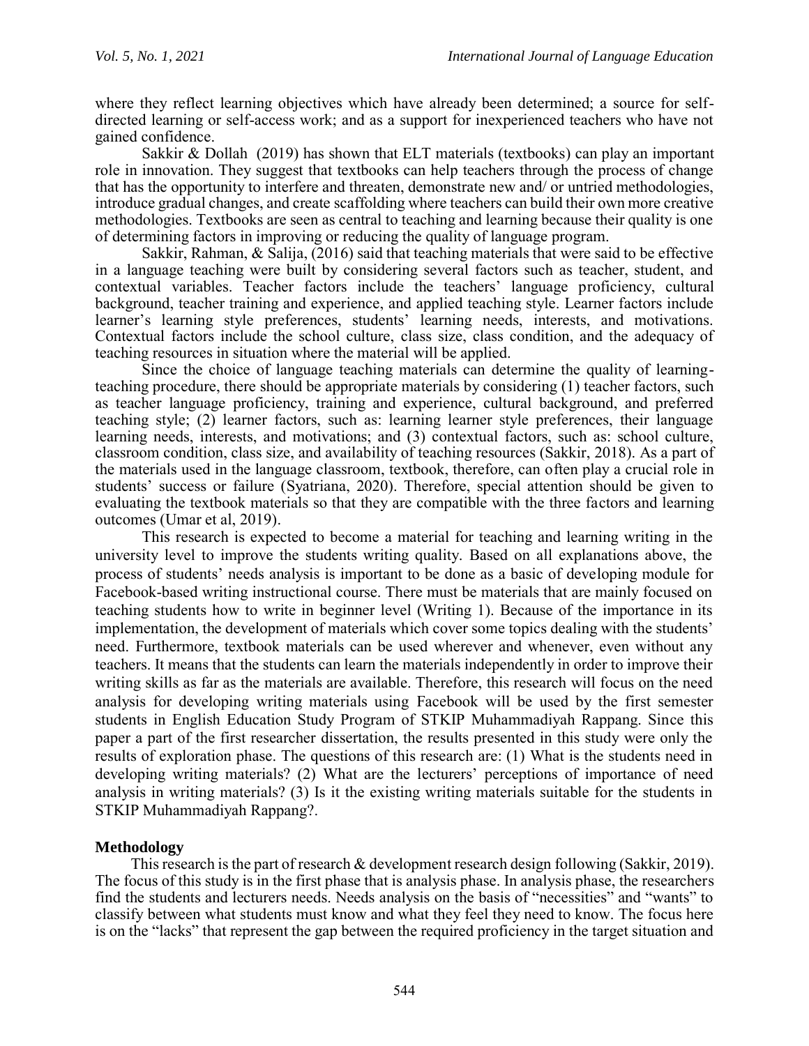where they reflect learning objectives which have already been determined; a source for self-directed learning or self-access work; and as a support for inexperienced teachers who have not gained confidence.

Sakkir & Dollah (2019) has shown that ELT materials (textbooks) can play an important role in innovation. They suggest that textbooks can help teachers through the process of change that has the opportunity to interfere and threaten, demonstrate new and/ or untried methodologies, introduce gradual changes, and create scaffolding where teachers can build their own more creative methodologies. Textbooks are seen as central to teaching and learning because their quality is one of determining factors in improving or reducing the quality of language program.

Sakkir, Rahman, & Salija, (2016) said that teaching materials that were said to be effective in a language teaching were built by considering several factors such as teacher, student, and contextual variables. Teacher factors include the teachers' language proficiency, cultural background, teacher training and experience, and applied teaching style. Learner factors include learner's learning style preferences, students' learning needs, interests, and motivations. Contextual factors include the school culture, class size, class condition, and the adequacy of teaching resources in situation where the material will be applied.

Since the choice of language teaching materials can determine the quality of learning-teaching procedure, there should be appropriate materials by considering (1) teacher factors, such as teacher language proficiency, training and experience, cultural background, and preferred teaching style; (2) learner factors, such as: learning learner style preferences, their language learning needs, interests, and motivations; and (3) contextual factors, such as: school culture, classroom condition, class size, and availability of teaching resources (Sakkir, 2018). As a part of the materials used in the language classroom, textbook, therefore, can often play a crucial role in students' success or failure (Syatriana, 2020). Therefore, special attention should be given to evaluating the textbook materials so that they are compatible with the three factors and learning outcomes (Umar et al, 2019).

This research is expected to become a material for teaching and learning writing in the university level to improve the students writing quality. Based on all explanations above, the process of students' needs analysis is important to be done as a basic of developing module for Facebook-based writing instructional course. There must be materials that are mainly focused on teaching students how to write in beginner level (Writing 1). Because of the importance in its implementation, the development of materials which cover some topics dealing with the students' need. Furthermore, textbook materials can be used wherever and whenever, even without any teachers. It means that the students can learn the materials independently in order to improve their writing skills as far as the materials are available. Therefore, this research will focus on the need analysis for developing writing materials using Facebook will be used by the first semester students in English Education Study Program of STKIP Muhammadiyah Rappang. Since this paper a part of the first researcher dissertation, the results presented in this study were only the results of exploration phase. The questions of this research are: (1) What is the students need in developing writing materials? (2) What are the lecturers' perceptions of importance of need analysis in writing materials? (3) Is it the existing writing materials suitable for the students in STKIP Muhammadiyah Rappang?.

## Methodology

This research is the part of research & development research design following (Sakkir, 2019). The focus of this study is in the first phase that is analysis phase. In analysis phase, the researchers find the students and lecturers needs. Needs analysis on the basis of "necessities" and "wants" to classify between what students must know and what they feel they need to know. The focus here is on the "lacks" that represent the gap between the required proficiency in the target situation and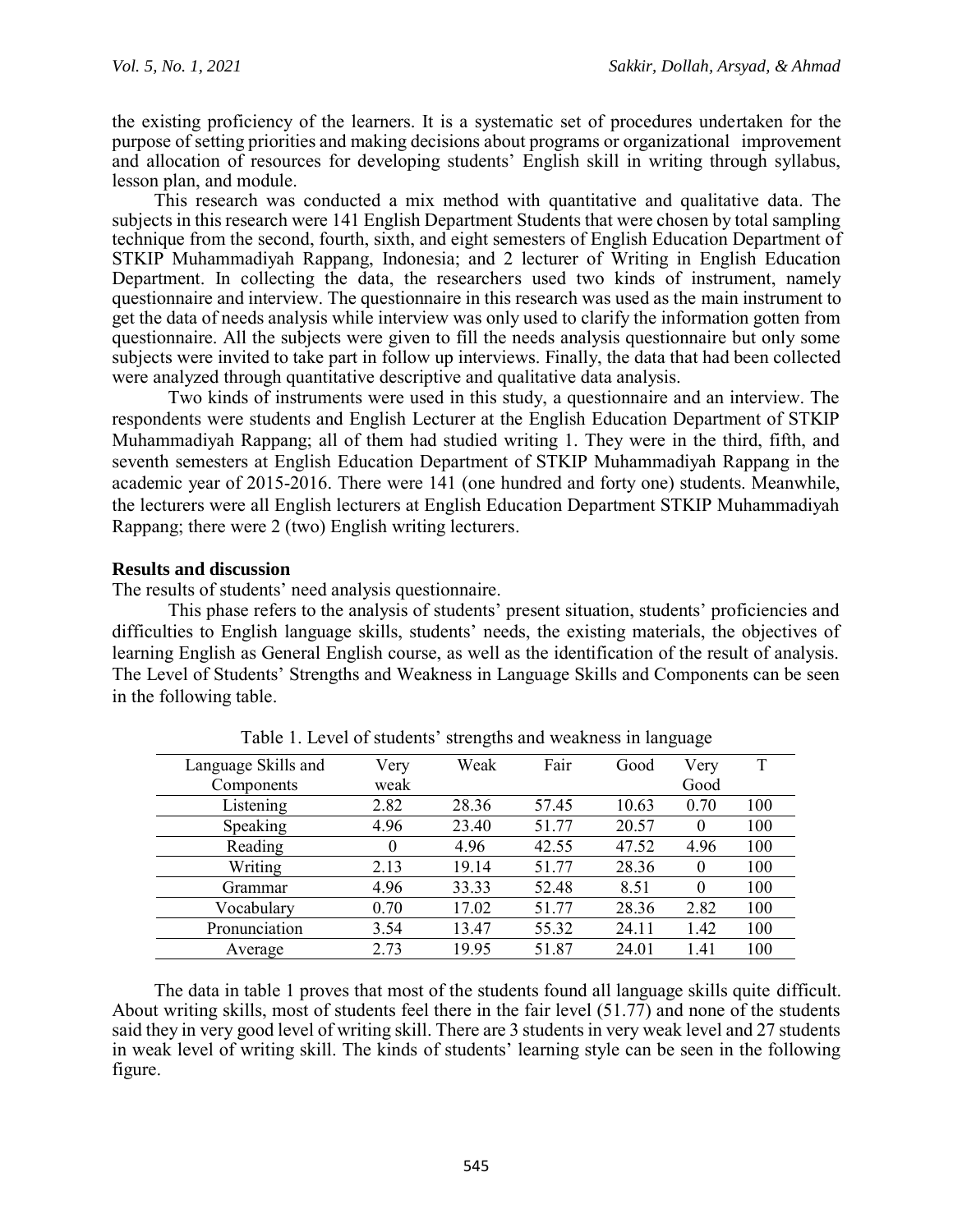the existing proficiency of the learners. It is a systematic set of procedures undertaken for the purpose of setting priorities and making decisions about programs or organizational improvement and allocation of resources for developing students' English skill in writing through syllabus, lesson plan, and module.

This research was conducted a mix method with quantitative and qualitative data. The subjects in this research were 141 English Department Students that were chosen by total sampling technique from the second, fourth, sixth, and eight semesters of English Education Department of STKIP Muhammadiyah Rappang, Indonesia; and 2 lecturer of Writing in English Education Department. In collecting the data, the researchers used two kinds of instrument, namely questionnaire and interview. The questionnaire in this research was used as the main instrument to get the data of needs analysis while interview was only used to clarify the information gotten from questionnaire. All the subjects were given to fill the needs analysis questionnaire but only some subjects were invited to take part in follow up interviews. Finally, the data that had been collected were analyzed through quantitative descriptive and qualitative data analysis.

Two kinds of instruments were used in this study, a questionnaire and an interview. The respondents were students and English Lecturer at the English Education Department of STKIP Muhammadiyah Rappang; all of them had studied writing 1. They were in the third, fifth, and seventh semesters at English Education Department of STKIP Muhammadiyah Rappang in the academic year of 2015-2016. There were 141 (one hundred and forty one) students. Meanwhile, the lecturers were all English lecturers at English Education Department STKIP Muhammadiyah Rappang; there were 2 (two) English writing lecturers.

## Results and discussion

The results of students' need analysis questionnaire.

This phase refers to the analysis of students' present situation, students' proficiencies and difficulties to English language skills, students' needs, the existing materials, the objectives of learning English as General English course, as well as the identification of the result of analysis. The Level of Students' Strengths and Weakness in Language Skills and Components can be seen in the following table.

Table 1. Level of students' strengths and weakness in language

| Language Skills and Components | Very weak | Weak | Fair | Good | Very Good | T |
|---|---|---|---|---|---|---|
| Listening | 2.82 | 28.36 | 57.45 | 10.63 | 0.70 | 100 |
| Speaking | 4.96 | 23.40 | 51.77 | 20.57 | 0 | 100 |
| Reading | 0 | 4.96 | 42.55 | 47.52 | 4.96 | 100 |
| Writing | 2.13 | 19.14 | 51.77 | 28.36 | 0 | 100 |
| Grammar | 4.96 | 33.33 | 52.48 | 8.51 | 0 | 100 |
| Vocabulary | 0.70 | 17.02 | 51.77 | 28.36 | 2.82 | 100 |
| Pronunciation | 3.54 | 13.47 | 55.32 | 24.11 | 1.42 | 100 |
| Average | 2.73 | 19.95 | 51.87 | 24.01 | 1.41 | 100 |

The data in table 1 proves that most of the students found all language skills quite difficult. About writing skills, most of students feel there in the fair level (51.77) and none of the students said they in very good level of writing skill. There are 3 students in very weak level and 27 students in weak level of writing skill. The kinds of students' learning style can be seen in the following figure.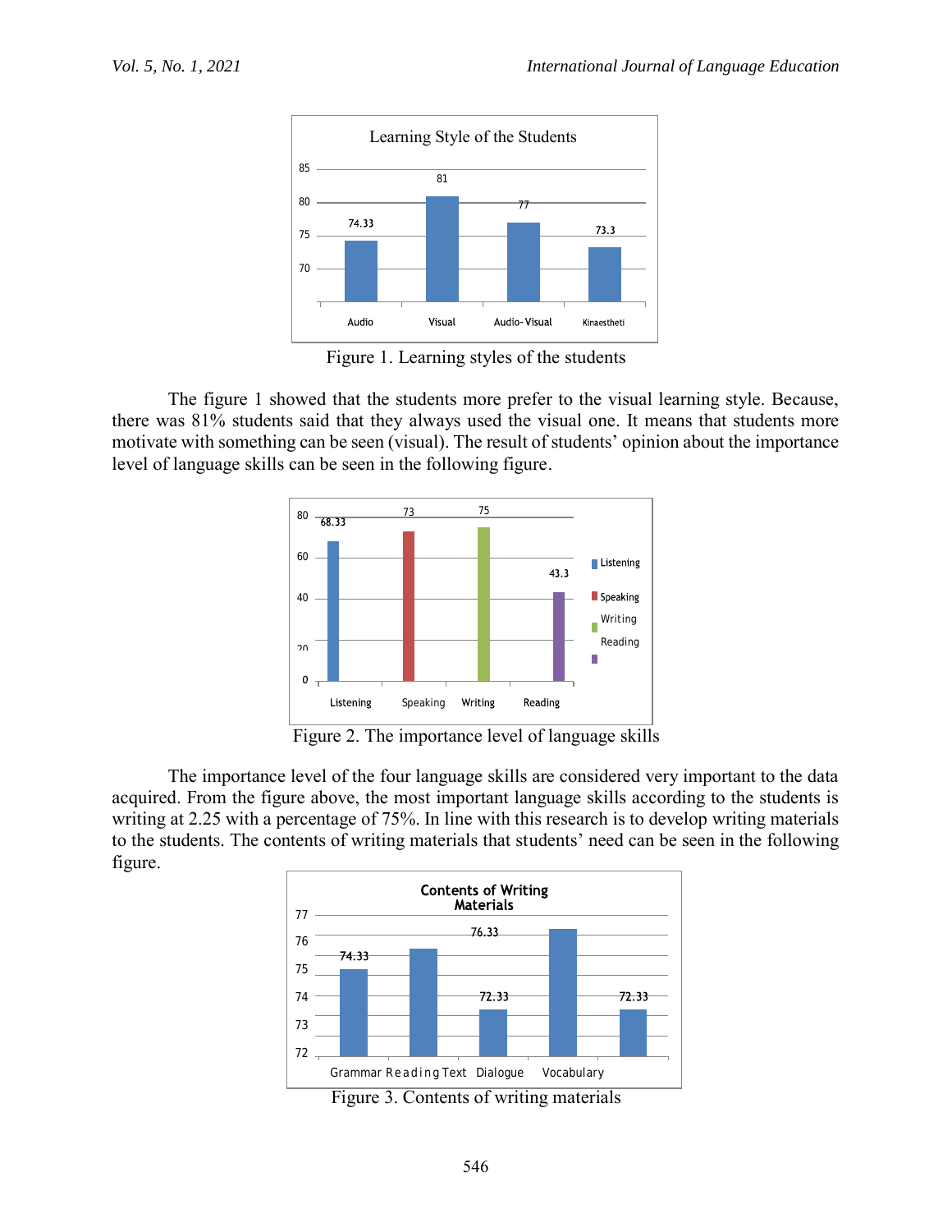Figure 1. Learning styles of the students

The figure 1 showed that the students more prefer to the visual learning style. Because, there was 81% students said that they always used the visual one. It means that students more motivate with something can be seen (visual). The result of students' opinion about the importance level of language skills can be seen in the following figure.

Figure 2. The importance level of language skills

The importance level of the four language skills are considered very important to the data acquired. From the figure above, the most important language skills according to the students is writing at 2.25 with a percentage of 75%. In line with this research is to develop writing materials to the students. The contents of writing materials that students' need can be seen in the following figure.

Figure 3. Contents of writing materials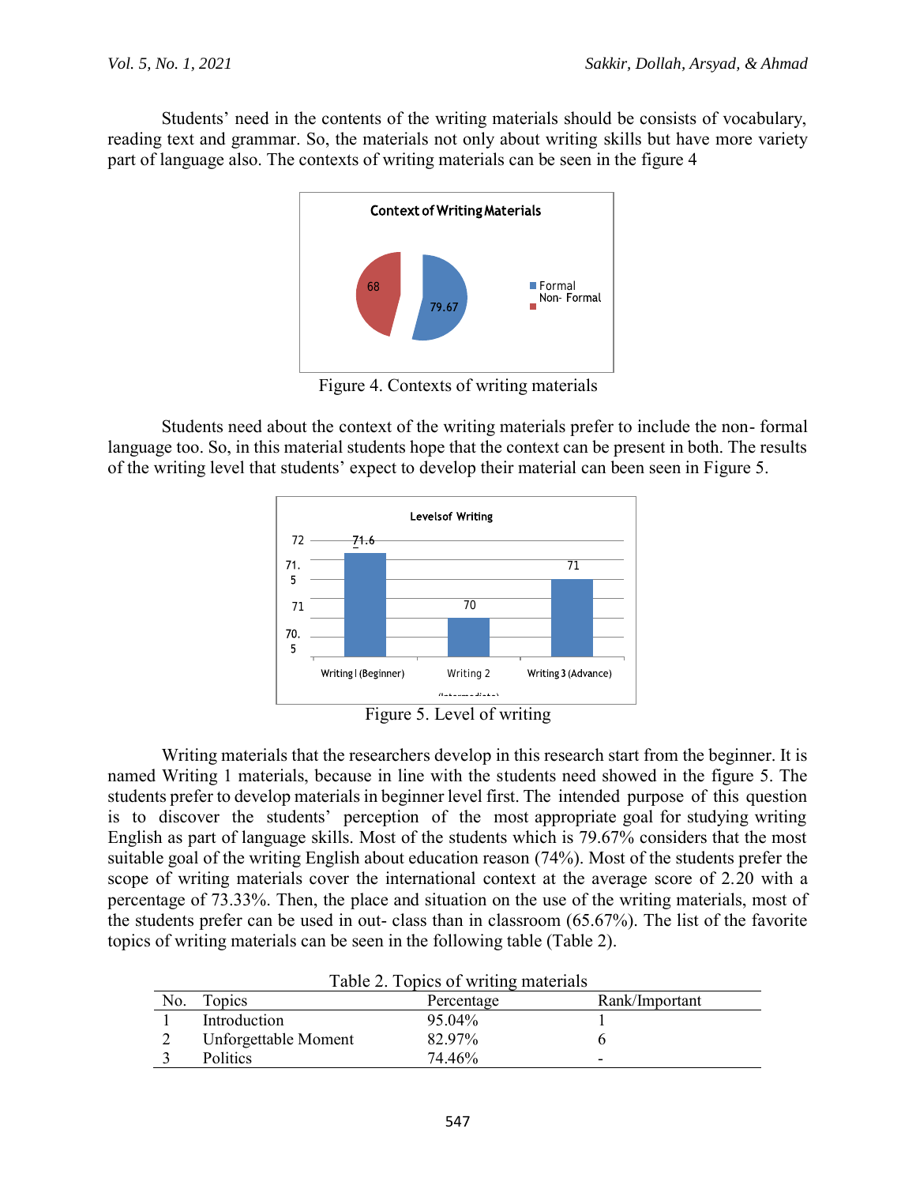Students' need in the contents of the writing materials should be consists of vocabulary, reading text and grammar. So, the materials not only about writing skills but have more variety part of language also. The contexts of writing materials can be seen in the figure 4

Figure 4. Contexts of writing materials

Students need about the context of the writing materials prefer to include the non- formal language too. So, in this material students hope that the context can be present in both. The results of the writing level that students' expect to develop their material can been seen in Figure 5.

Figure 5. Level of writing

Writing materials that the researchers develop in this research start from the beginner. It is named Writing 1 materials, because in line with the students need showed in the figure 5. The students prefer to develop materials in beginner level first. The intended purpose of this question is to discover the students' perception of the most appropriate goal for studying writing English as part of language skills. Most of the students which is 79.67% considers that the most suitable goal of the writing English about education reason (74%). Most of the students prefer the scope of writing materials cover the international context at the average score of 2.20 with a percentage of 73.33%. Then, the place and situation on the use of the writing materials, most of the students prefer can be used in out- class than in classroom (65.67%). The list of the favorite topics of writing materials can be seen in the following table (Table 2).

Table 2. Topics of writing materials

| No. | Topics | Percentage | Rank/Important |
|---|---|---|---|
| 1 | Introduction | 95.04% | 1 |
| 2 | Unforgettable Moment | 82.97% | 6 |
| 3 | Politics | 74.46% | - |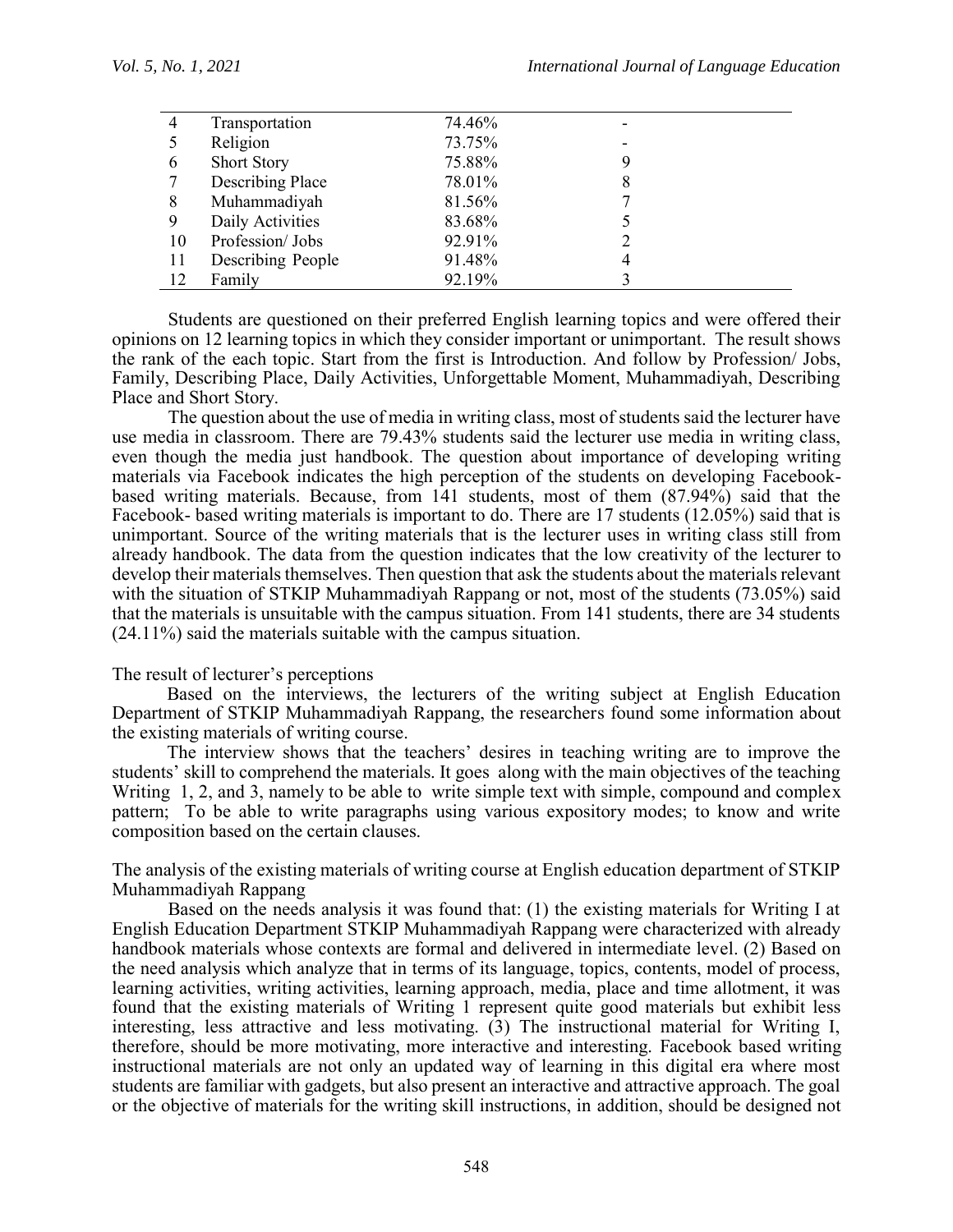| 4 | Transportation | 74.46% | - |
|---|---|---|---|
| 5 | Religion | 73.75% | - |
| 6 | Short Story | 75.88% | 9 |
| 7 | Describing Place | 78.01% | 8 |
| 8 | Muhammadiyah | 81.56% | 7 |
| 9 | Daily Activities | 83.68% | 5 |
| 10 | Profession/ Jobs | 92.91% | 2 |
| 11 | Describing People | 91.48% | 4 |
| 12 | Family | 92.19% | 3 |

Students are questioned on their preferred English learning topics and were offered their opinions on 12 learning topics in which they consider important or unimportant. The result shows the rank of the each topic. Start from the first is Introduction. And follow by Profession/ Jobs, Family, Describing Place, Daily Activities, Unforgettable Moment, Muhammadiyah, Describing Place and Short Story.

The question about the use of media in writing class, most of students said the lecturer have use media in classroom. There are 79.43% students said the lecturer use media in writing class, even though the media just handbook. The question about importance of developing writing materials via Facebook indicates the high perception of the students on developing Facebook-based writing materials. Because, from 141 students, most of them (87.94%) said that the Facebook- based writing materials is important to do. There are 17 students (12.05%) said that is unimportant. Source of the writing materials that is the lecturer uses in writing class still from already handbook. The data from the question indicates that the low creativity of the lecturer to develop their materials themselves. Then question that ask the students about the materials relevant with the situation of STKIP Muhammadiyah Rappang or not, most of the students (73.05%) said that the materials is unsuitable with the campus situation. From 141 students, there are 34 students (24.11%) said the materials suitable with the campus situation.

The result of lecturer's perceptions

Based on the interviews, the lecturers of the writing subject at English Education Department of STKIP Muhammadiyah Rappang, the researchers found some information about the existing materials of writing course.

The interview shows that the teachers' desires in teaching writing are to improve the students' skill to comprehend the materials. It goes along with the main objectives of the teaching Writing 1, 2, and 3, namely to be able to write simple text with simple, compound and complex pattern; To be able to write paragraphs using various expository modes; to know and write composition based on the certain clauses.

The analysis of the existing materials of writing course at English education department of STKIP Muhammadiyah Rappang

Based on the needs analysis it was found that: (1) the existing materials for Writing I at English Education Department STKIP Muhammadiyah Rappang were characterized with already handbook materials whose contexts are formal and delivered in intermediate level. (2) Based on the need analysis which analyze that in terms of its language, topics, contents, model of process, learning activities, writing activities, learning approach, media, place and time allotment, it was found that the existing materials of Writing 1 represent quite good materials but exhibit less interesting, less attractive and less motivating. (3) The instructional material for Writing I, therefore, should be more motivating, more interactive and interesting. Facebook based writing instructional materials are not only an updated way of learning in this digital era where most students are familiar with gadgets, but also present an interactive and attractive approach. The goal or the objective of materials for the writing skill instructions, in addition, should be designed not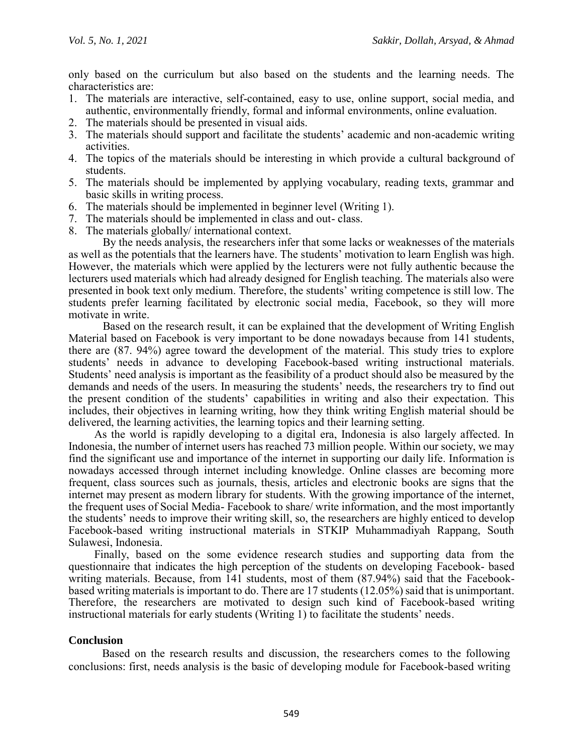only based on the curriculum but also based on the students and the learning needs. The characteristics are:

1. The materials are interactive, self-contained, easy to use, online support, social media, and authentic, environmentally friendly, formal and informal environments, online evaluation.
2. The materials should be presented in visual aids.
3. The materials should support and facilitate the students' academic and non-academic writing activities.
4. The topics of the materials should be interesting in which provide a cultural background of students.
5. The materials should be implemented by applying vocabulary, reading texts, grammar and basic skills in writing process.
6. The materials should be implemented in beginner level (Writing 1).
7. The materials should be implemented in class and out- class.
8. The materials globally/ international context.

By the needs analysis, the researchers infer that some lacks or weaknesses of the materials as well as the potentials that the learners have. The students' motivation to learn English was high. However, the materials which were applied by the lecturers were not fully authentic because the lecturers used materials which had already designed for English teaching. The materials also were presented in book text only medium. Therefore, the students' writing competence is still low. The students prefer learning facilitated by electronic social media, Facebook, so they will more motivate in write.

Based on the research result, it can be explained that the development of Writing English Material based on Facebook is very important to be done nowadays because from 141 students, there are (87. 94%) agree toward the development of the material. This study tries to explore students' needs in advance to developing Facebook-based writing instructional materials. Students' need analysis is important as the feasibility of a product should also be measured by the demands and needs of the users. In measuring the students' needs, the researchers try to find out the present condition of the students' capabilities in writing and also their expectation. This includes, their objectives in learning writing, how they think writing English material should be delivered, the learning activities, the learning topics and their learning setting.

As the world is rapidly developing to a digital era, Indonesia is also largely affected. In Indonesia, the number of internet users has reached 73 million people. Within our society, we may find the significant use and importance of the internet in supporting our daily life. Information is nowadays accessed through internet including knowledge. Online classes are becoming more frequent, class sources such as journals, thesis, articles and electronic books are signs that the internet may present as modern library for students. With the growing importance of the internet, the frequent uses of Social Media- Facebook to share/ write information, and the most importantly the students' needs to improve their writing skill, so, the researchers are highly enticed to develop Facebook-based writing instructional materials in STKIP Muhammadiyah Rappang, South Sulawesi, Indonesia.

Finally, based on the some evidence research studies and supporting data from the questionnaire that indicates the high perception of the students on developing Facebook- based writing materials. Because, from 141 students, most of them (87.94%) said that the Facebook-based writing materials is important to do. There are 17 students (12.05%) said that is unimportant. Therefore, the researchers are motivated to design such kind of Facebook-based writing instructional materials for early students (Writing 1) to facilitate the students' needs.

## Conclusion

Based on the research results and discussion, the researchers comes to the following conclusions: first, needs analysis is the basic of developing module for Facebook-based writing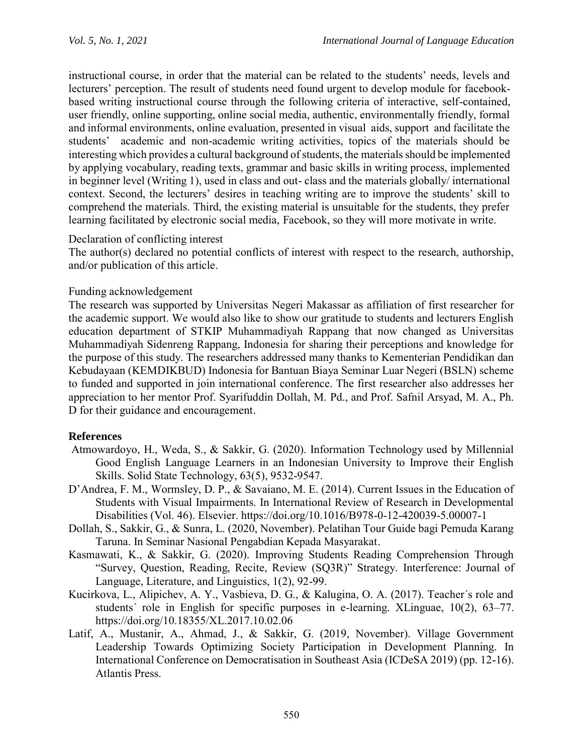instructional course, in order that the material can be related to the students' needs, levels and lecturers' perception. The result of students need found urgent to develop module for facebook-based writing instructional course through the following criteria of interactive, self-contained, user friendly, online supporting, online social media, authentic, environmentally friendly, formal and informal environments, online evaluation, presented in visual aids, support and facilitate the students' academic and non-academic writing activities, topics of the materials should be interesting which provides a cultural background of students, the materials should be implemented by applying vocabulary, reading texts, grammar and basic skills in writing process, implemented in beginner level (Writing 1), used in class and out- class and the materials globally/ international context. Second, the lecturers' desires in teaching writing are to improve the students' skill to comprehend the materials. Third, the existing material is unsuitable for the students, they prefer learning facilitated by electronic social media, Facebook, so they will more motivate in write.

Declaration of conflicting interest

The author(s) declared no potential conflicts of interest with respect to the research, authorship, and/or publication of this article.

Funding acknowledgement

The research was supported by Universitas Negeri Makassar as affiliation of first researcher for the academic support. We would also like to show our gratitude to students and lecturers English education department of STKIP Muhammadiyah Rappang that now changed as Universitas Muhammadiyah Sidenreng Rappang, Indonesia for sharing their perceptions and knowledge for the purpose of this study. The researchers addressed many thanks to Kementerian Pendidikan dan Kebudayaan (KEMDIKBUD) Indonesia for Bantuan Biaya Seminar Luar Negeri (BSLN) scheme to funded and supported in join international conference. The first researcher also addresses her appreciation to her mentor Prof. Syarifuddin Dollah, M. Pd., and Prof. Safnil Arsyad, M. A., Ph. D for their guidance and encouragement.

## References

Atmowardoyo, H., Weda, S., & Sakkir, G. (2020). Information Technology used by Millennial Good English Language Learners in an Indonesian University to Improve their English Skills. Solid State Technology, 63(5), 9532-9547.

D'Andrea, F. M., Wormsley, D. P., & Savaiano, M. E. (2014). Current Issues in the Education of Students with Visual Impairments. In International Review of Research in Developmental Disabilities (Vol. 46). Elsevier. https://doi.org/10.1016/B978-0-12-420039-5.00007-1

Dollah, S., Sakkir, G., & Sunra, L. (2020, November). Pelatihan Tour Guide bagi Pemuda Karang Taruna. In Seminar Nasional Pengabdian Kepada Masyarakat.

Kasmawati, K., & Sakkir, G. (2020). Improving Students Reading Comprehension Through "Survey, Question, Reading, Recite, Review (SQ3R)" Strategy. Interference: Journal of Language, Literature, and Linguistics, 1(2), 92-99.

Kucirkova, L., Alipichev, A. Y., Vasbieva, D. G., & Kalugina, O. A. (2017). Teacher´s role and students´ role in English for specific purposes in e-learning. XLinguae, 10(2), 63–77. https://doi.org/10.18355/XL.2017.10.02.06

Latif, A., Mustanir, A., Ahmad, J., & Sakkir, G. (2019, November). Village Government Leadership Towards Optimizing Society Participation in Development Planning. In International Conference on Democratisation in Southeast Asia (ICDeSA 2019) (pp. 12-16). Atlantis Press.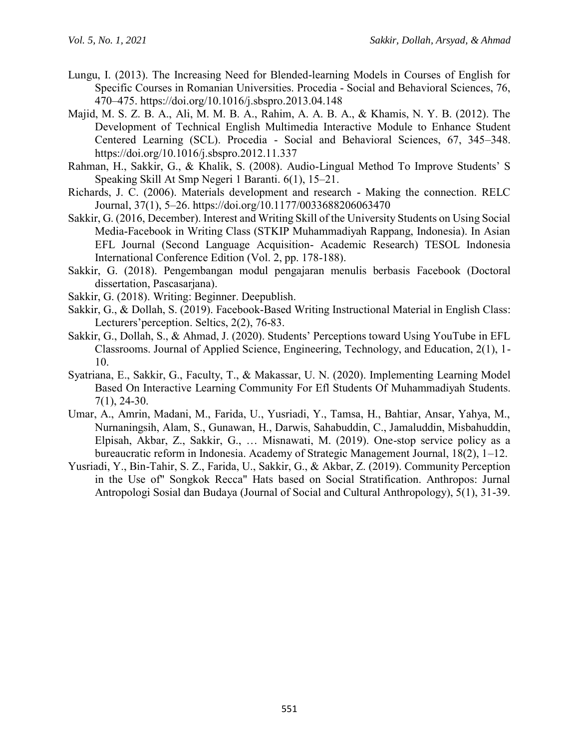Lungu, I. (2013). The Increasing Need for Blended-learning Models in Courses of English for Specific Courses in Romanian Universities. Procedia - Social and Behavioral Sciences, 76, 470–475. https://doi.org/10.1016/j.sbspro.2013.04.148

Majid, M. S. Z. B. A., Ali, M. M. B. A., Rahim, A. A. B. A., & Khamis, N. Y. B. (2012). The Development of Technical English Multimedia Interactive Module to Enhance Student Centered Learning (SCL). Procedia - Social and Behavioral Sciences, 67, 345–348. https://doi.org/10.1016/j.sbspro.2012.11.337

Rahman, H., Sakkir, G., & Khalik, S. (2008). Audio-Lingual Method To Improve Students' S Speaking Skill At Smp Negeri 1 Baranti. 6(1), 15–21.

Richards, J. C. (2006). Materials development and research - Making the connection. RELC Journal, 37(1), 5–26. https://doi.org/10.1177/0033688206063470

Sakkir, G. (2016, December). Interest and Writing Skill of the University Students on Using Social Media-Facebook in Writing Class (STKIP Muhammadiyah Rappang, Indonesia). In Asian EFL Journal (Second Language Acquisition- Academic Research) TESOL Indonesia International Conference Edition (Vol. 2, pp. 178-188).

Sakkir, G. (2018). Pengembangan modul pengajaran menulis berbasis Facebook (Doctoral dissertation, Pascasarjana).

Sakkir, G. (2018). Writing: Beginner. Deepublish.

Sakkir, G., & Dollah, S. (2019). Facebook-Based Writing Instructional Material in English Class: Lecturers'perception. Seltics, 2(2), 76-83.

Sakkir, G., Dollah, S., & Ahmad, J. (2020). Students' Perceptions toward Using YouTube in EFL Classrooms. Journal of Applied Science, Engineering, Technology, and Education, 2(1), 1-10.

Syatriana, E., Sakkir, G., Faculty, T., & Makassar, U. N. (2020). Implementing Learning Model Based On Interactive Learning Community For Efl Students Of Muhammadiyah Students. 7(1), 24-30.

Umar, A., Amrin, Madani, M., Farida, U., Yusriadi, Y., Tamsa, H., Bahtiar, Ansar, Yahya, M., Nurnaningsih, Alam, S., Gunawan, H., Darwis, Sahabuddin, C., Jamaluddin, Misbahuddin, Elpisah, Akbar, Z., Sakkir, G., … Misnawati, M. (2019). One-stop service policy as a bureaucratic reform in Indonesia. Academy of Strategic Management Journal, 18(2), 1–12.

Yusriadi, Y., Bin-Tahir, S. Z., Farida, U., Sakkir, G., & Akbar, Z. (2019). Community Perception in the Use of" Songkok Recca" Hats based on Social Stratification. Anthropos: Jurnal Antropologi Sosial dan Budaya (Journal of Social and Cultural Anthropology), 5(1), 31-39.